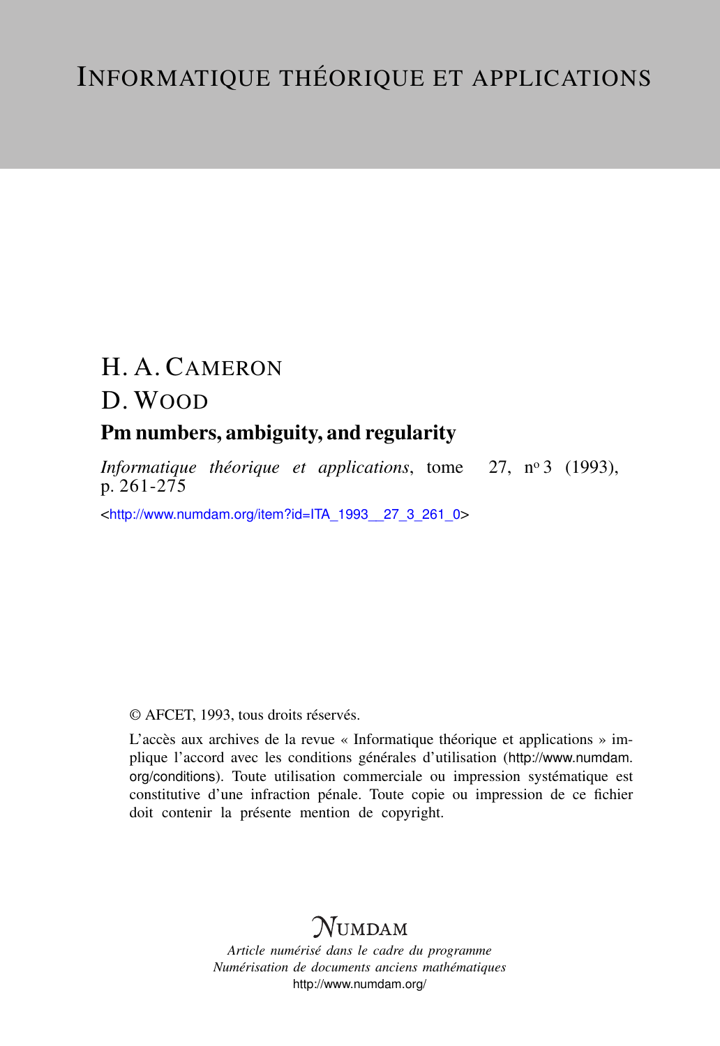# INFORMATIQUE THÉORIQUE ET APPLICATIONS

H. A. CAMERON

D. WOOD

## Pm numbers, ambiguity, and regularity

*Informatique théorique et applications*, tome 27, nº 3 (1993), p. 261-275

<http://www.numdam.org/item?id=ITA_1993__27_3_261_0>

© AFCET, 1993, tous droits réservés.

L'accès aux archives de la revue « Informatique théorique et applications » implique l'accord avec les conditions générales d'utilisation (http://www.numdam.org/conditions). Toute utilisation commerciale ou impression systématique est constitutive d'une infraction pénale. Toute copie ou impression de ce fichier doit contenir la présente mention de copyright.

NUMDAM

*Article numérisé dans le cadre du programme*
*Numérisation de documents anciens mathématiques*
http://www.numdam.org/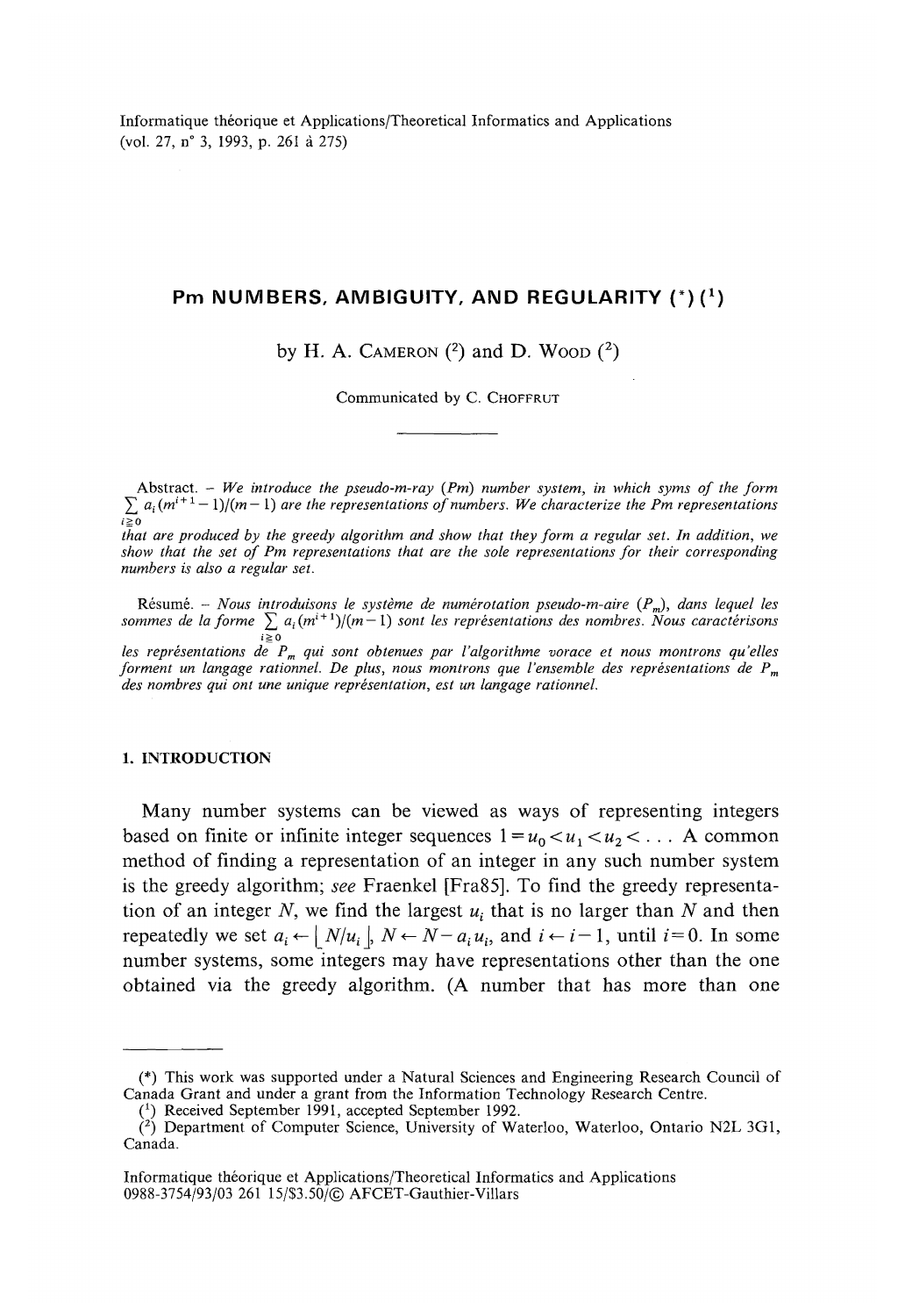# Pm NUMBERS, AMBIGUITY, AND REGULARITY (*) ([1])

by H. A. Cameron ([2]) and D. Wood ([2])

Communicated by C. Choffrut

---

Abstract. – *We introduce the pseudo-m-ray (Pm) number system, in which syms of the form* $\sum_{i \geq 0} a_i (m^{i+1} - 1)/(m-1)$ *are the representations of numbers. We characterize the Pm representations that are produced by the greedy algorithm and show that they form a regular set. In addition, we show that the set of Pm representations that are the sole representations for their corresponding numbers is also a regular set.*

Résumé. – *Nous introduisons le système de numérotation pseudo-m-aire* ($P_m$)*, dans lequel les sommes de la forme* $\sum_{i \geq 0} a_i (m^{i+1})/(m-1)$ *sont les représentations des nombres. Nous caractérisons les représentations de* $P_m$ *qui sont obtenues par l'algorithme vorace et nous montrons qu'elles forment un langage rationnel. De plus, nous montrons que l'ensemble des représentations de* $P_m$ *des nombres qui ont une unique représentation, est un langage rationnel.*

## 1. INTRODUCTION

Many number systems can be viewed as ways of representing integers based on finite or infinite integer sequences $1 = u_0 < u_1 < u_2 < \ldots$ A common method of finding a representation of an integer in any such number system is the greedy algorithm; *see* Fraenkel [Fra85]. To find the greedy representation of an integer $N$, we find the largest $u_i$ that is no larger than $N$ and then repeatedly we set $a_i \leftarrow \lfloor N/u_i \rfloor$, $N \leftarrow N - a_i u_i$, and $i \leftarrow i-1$, until $i=0$. In some number systems, some integers may have representations other than the one obtained via the greedy algorithm. (A number that has more than one

---

(*) This work was supported under a Natural Sciences and Engineering Research Council of Canada Grant and under a grant from the Information Technology Research Centre.

([1]) Received September 1991, accepted September 1992.

([2]) Department of Computer Science, University of Waterloo, Waterloo, Ontario N2L 3G1, Canada.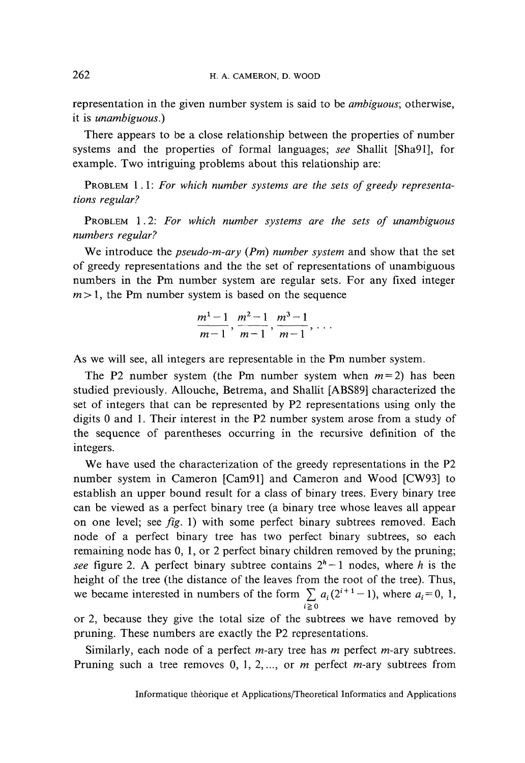representation in the given number system is said to be *ambiguous*; otherwise, it is *unambiguous*.)

There appears to be a close relationship between the properties of number systems and the properties of formal languages; *see* Shallit [Sha91], for example. Two intriguing problems about this relationship are:

PROBLEM 1.1: *For which number systems are the sets of greedy representations regular?*

PROBLEM 1.2: *For which number systems are the sets of unambiguous numbers regular?*

We introduce the *pseudo-m-ary (Pm) number system* and show that the set of greedy representations and the the set of representations of unambiguous numbers in the Pm number system are regular sets. For any fixed integer $m > 1$, the Pm number system is based on the sequence

$$\frac{m^1-1}{m-1}, \frac{m^2-1}{m-1}, \frac{m^3-1}{m-1}, \ldots$$

As we will see, all integers are representable in the Pm number system.

The P2 number system (the Pm number system when $m=2$) has been studied previously. Allouche, Betrema, and Shallit [ABS89] characterized the set of integers that can be represented by P2 representations using only the digits 0 and 1. Their interest in the P2 number system arose from a study of the sequence of parentheses occurring in the recursive definition of the integers.

We have used the characterization of the greedy representations in the P2 number system in Cameron [Cam91] and Cameron and Wood [CW93] to establish an upper bound result for a class of binary trees. Every binary tree can be viewed as a perfect binary tree (a binary tree whose leaves all appear on one level; see *fig.* 1) with some perfect binary subtrees removed. Each node of a perfect binary tree has two perfect binary subtrees, so each remaining node has 0, 1, or 2 perfect binary children removed by the pruning; *see* figure 2. A perfect binary subtree contains $2^h-1$ nodes, where $h$ is the height of the tree (the distance of the leaves from the root of the tree). Thus, we became interested in numbers of the form $\sum_{i \geq 0} a_i(2^{i+1}-1)$, where $a_i = 0$, 1, or 2, because they give the total size of the subtrees we have removed by pruning. These numbers are exactly the P2 representations.

Similarly, each node of a perfect $m$-ary tree has $m$ perfect $m$-ary subtrees. Pruning such a tree removes 0, 1, 2,..., or $m$ perfect $m$-ary subtrees from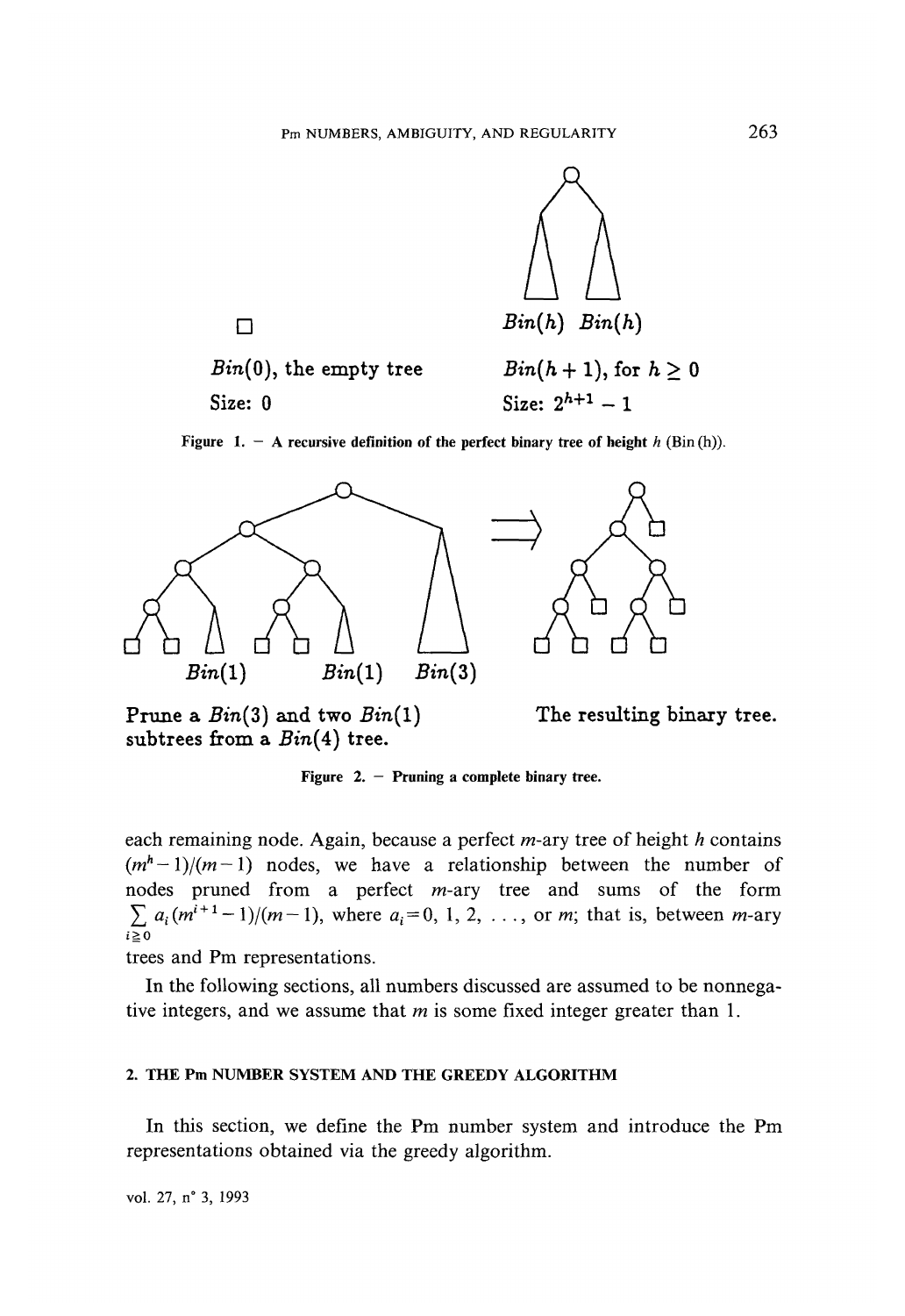$\square$

*Bin*(0), the empty tree
Size: 0

*Bin*(h) *Bin*(h)

*Bin*(h + 1), for $h \geq 0$
Size: $2^{h+1} - 1$

Figure 1. — A recursive definition of the perfect binary tree of height $h$ (Bin (h)).

*Bin*(1) *Bin*(1) *Bin*(3)

Prune a *Bin*(3) and two *Bin*(1) subtrees from a *Bin*(4) tree.

The resulting binary tree.

Figure 2. — Pruning a complete binary tree.

each remaining node. Again, because a perfect $m$-ary tree of height $h$ contains $(m^h - 1)/(m-1)$ nodes, we have a relationship between the number of nodes pruned from a perfect $m$-ary tree and sums of the form $\sum_{i \geq 0} a_i (m^{i+1} - 1)/(m-1)$, where $a_i = 0, 1, 2, \ldots,$ or $m$; that is, between $m$-ary trees and Pm representations.

In the following sections, all numbers discussed are assumed to be nonnegative integers, and we assume that $m$ is some fixed integer greater than 1.

## 2. THE Pm NUMBER SYSTEM AND THE GREEDY ALGORITHM

In this section, we define the Pm number system and introduce the Pm representations obtained via the greedy algorithm.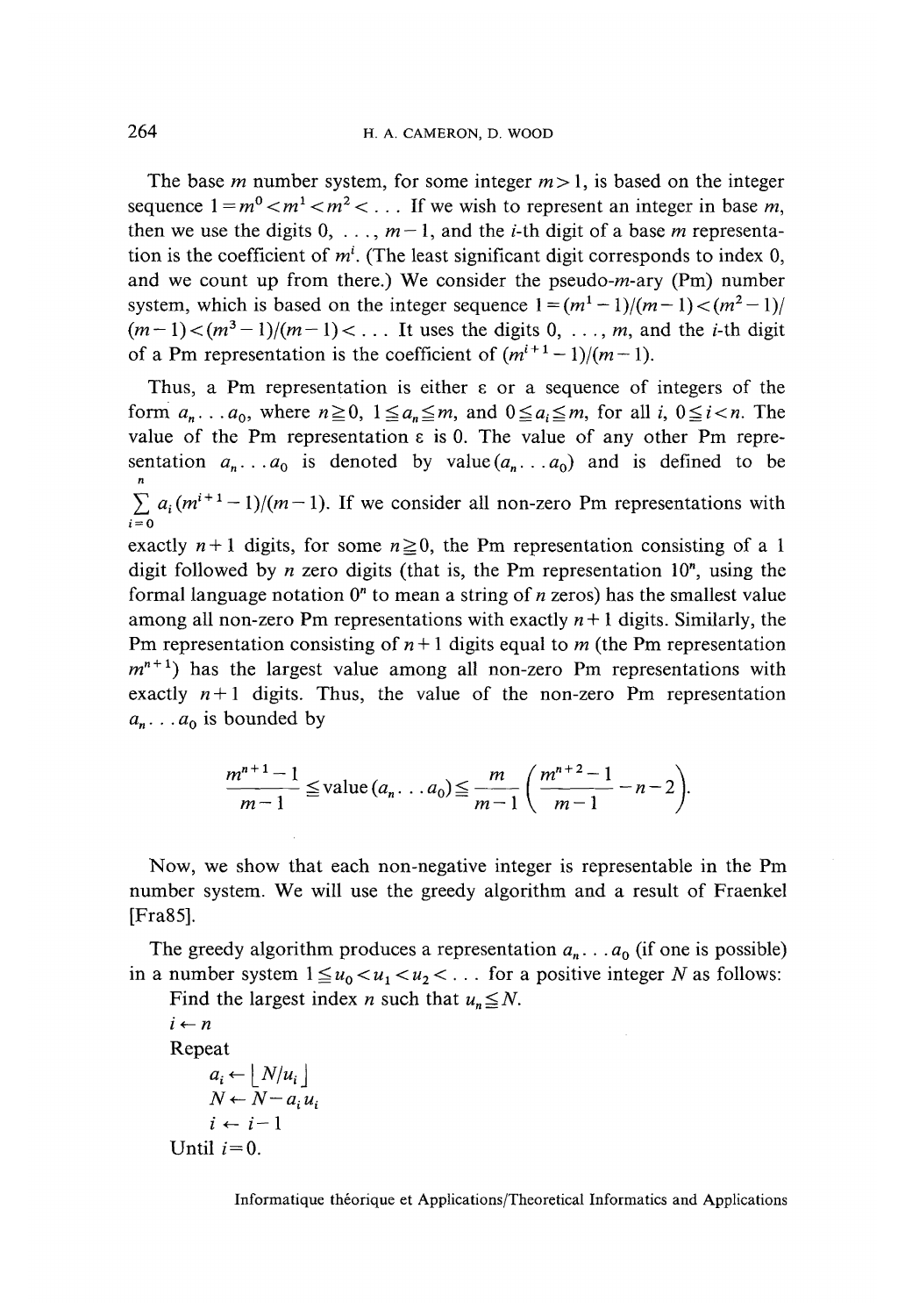The base $m$ number system, for some integer $m > 1$, is based on the integer sequence $1 = m^0 < m^1 < m^2 < \ldots$ If we wish to represent an integer in base $m$, then we use the digits $0, \ldots, m-1$, and the $i$-th digit of a base $m$ representation is the coefficient of $m^i$. (The least significant digit corresponds to index 0, and we count up from there.) We consider the pseudo-$m$-ary (Pm) number system, which is based on the integer sequence $1 = (m^1 - 1)/(m-1) < (m^2 - 1)/(m-1) < (m^3 - 1)/(m-1) < \ldots$ It uses the digits $0, \ldots, m$, and the $i$-th digit of a Pm representation is the coefficient of $(m^{i+1} - 1)/(m-1)$.

Thus, a Pm representation is either $\varepsilon$ or a sequence of integers of the form $a_n \ldots a_0$, where $n \geq 0$, $1 \leq a_n \leq m$, and $0 \leq a_i \leq m$, for all $i$, $0 \leq i < n$. The value of the Pm representation $\varepsilon$ is 0. The value of any other Pm representation $a_n \ldots a_0$ is denoted by $\text{value}(a_n \ldots a_0)$ and is defined to be $\sum_{i=0}^{n} a_i (m^{i+1} - 1)/(m-1)$. If we consider all non-zero Pm representations with exactly $n+1$ digits, for some $n \geq 0$, the Pm representation consisting of a 1 digit followed by $n$ zero digits (that is, the Pm representation $10^n$, using the formal language notation $0^n$ to mean a string of $n$ zeros) has the smallest value among all non-zero Pm representations with exactly $n+1$ digits. Similarly, the Pm representation consisting of $n+1$ digits equal to $m$ (the Pm representation $m^{n+1}$) has the largest value among all non-zero Pm representations with exactly $n+1$ digits. Thus, the value of the non-zero Pm representation $a_n \ldots a_0$ is bounded by

$$\frac{m^{n+1} - 1}{m-1} \leq \text{value}(a_n \ldots a_0) \leq \frac{m}{m-1} \left( \frac{m^{n+2} - 1}{m-1} - n - 2 \right).$$

Now, we show that each non-negative integer is representable in the Pm number system. We will use the greedy algorithm and a result of Fraenkel [Fra85].

The greedy algorithm produces a representation $a_n \ldots a_0$ (if one is possible) in a number system $1 \leq u_0 < u_1 < u_2 < \ldots$ for a positive integer $N$ as follows:

```
Find the largest index n such that u_n ≦ N.
i ← n
Repeat
    a_i ← ⌊N/u_i⌋
    N ← N − a_i u_i
    i ← i − 1
Until i = 0.
```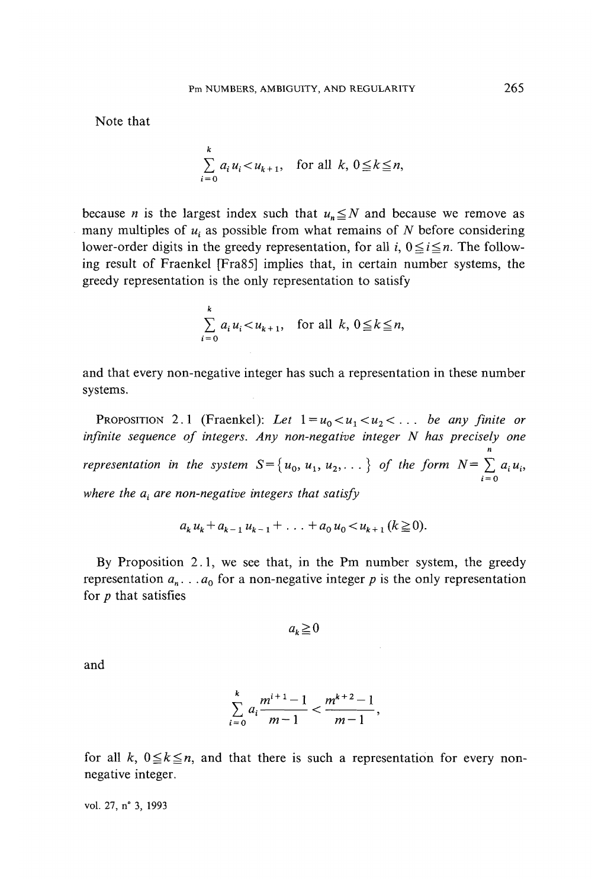Note that

$$\sum_{i=0}^{k} a_i u_i < u_{k+1}, \quad \text{for all } k,\ 0 \leqq k \leqq n,$$

because $n$ is the largest index such that $u_n \leqq N$ and because we remove as many multiples of $u_i$ as possible from what remains of $N$ before considering lower-order digits in the greedy representation, for all $i$, $0 \leqq i \leqq n$. The following result of Fraenkel [Fra85] implies that, in certain number systems, the greedy representation is the only representation to satisfy

$$\sum_{i=0}^{k} a_i u_i < u_{k+1}, \quad \text{for all } k,\ 0 \leqq k \leqq n,$$

and that every non-negative integer has such a representation in these number systems.

PROPOSITION 2.1 (Fraenkel): *Let $1 = u_0 < u_1 < u_2 < \ldots$ be any finite or infinite sequence of integers. Any non-negative integer $N$ has precisely one representation in the system $S = \{u_0, u_1, u_2, \ldots\}$ of the form $N = \sum_{i=0}^{n} a_i u_i$, where the $a_i$ are non-negative integers that satisfy*

$$a_k u_k + a_{k-1} u_{k-1} + \ldots + a_0 u_0 < u_{k+1}\ (k \geqq 0).$$

By Proposition 2.1, we see that, in the Pm number system, the greedy representation $a_n \ldots a_0$ for a non-negative integer $p$ is the only representation for $p$ that satisfies

$$a_k \geqq 0$$

and

$$\sum_{i=0}^{k} a_i \frac{m^{i+1} - 1}{m - 1} < \frac{m^{k+2} - 1}{m - 1},$$

for all $k$, $0 \leqq k \leqq n$, and that there is such a representation for every non-negative integer.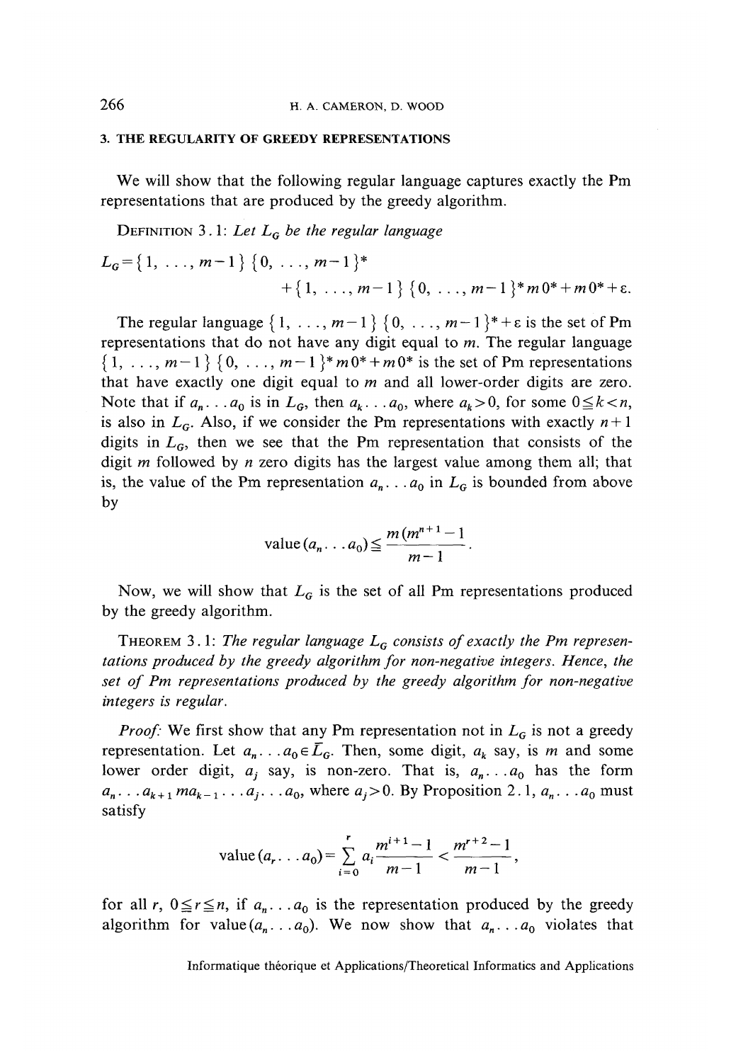## 3. THE REGULARITY OF GREEDY REPRESENTATIONS

We will show that the following regular language captures exactly the Pm representations that are produced by the greedy algorithm.

DEFINITION 3.1: *Let $L_G$ be the regular language*

$$L_G = \{1, \ldots, m-1\}\{0, \ldots, m-1\}^* + \{1, \ldots, m-1\}\{0, \ldots, m-1\}^* m 0^* + m 0^* + \varepsilon.$$

The regular language $\{1, \ldots, m-1\}\{0, \ldots, m-1\}^* + \varepsilon$ is the set of Pm representations that do not have any digit equal to $m$. The regular language $\{1, \ldots, m-1\}\{0, \ldots, m-1\}^* m 0^* + m 0^*$ is the set of Pm representations that have exactly one digit equal to $m$ and all lower-order digits are zero. Note that if $a_n \ldots a_0$ is in $L_G$, then $a_k \ldots a_0$, where $a_k > 0$, for some $0 \leqq k < n$, is also in $L_G$. Also, if we consider the Pm representations with exactly $n+1$ digits in $L_G$, then we see that the Pm representation that consists of the digit $m$ followed by $n$ zero digits has the largest value among them all; that is, the value of the Pm representation $a_n \ldots a_0$ in $L_G$ is bounded from above by

$$\text{value}(a_n \ldots a_0) \leqq \frac{m(m^{n+1}-1}{m-1}.$$

Now, we will show that $L_G$ is the set of all Pm representations produced by the greedy algorithm.

THEOREM 3.1: *The regular language $L_G$ consists of exactly the Pm representations produced by the greedy algorithm for non-negative integers. Hence, the set of Pm representations produced by the greedy algorithm for non-negative integers is regular.*

*Proof:* We first show that any Pm representation not in $L_G$ is not a greedy representation. Let $a_n \ldots a_0 \in \overline{L}_G$. Then, some digit, $a_k$ say, is $m$ and some lower order digit, $a_j$ say, is non-zero. That is, $a_n \ldots a_0$ has the form $a_n \ldots a_{k+1} m a_{k-1} \ldots a_j \ldots a_0$, where $a_j > 0$. By Proposition 2.1, $a_n \ldots a_0$ must satisfy

$$\text{value}(a_r \ldots a_0) = \sum_{i=0}^{r} a_i \frac{m^{i+1}-1}{m-1} < \frac{m^{r+2}-1}{m-1},$$

for all $r$, $0 \leqq r \leqq n$, if $a_n \ldots a_0$ is the representation produced by the greedy algorithm for value$(a_n \ldots a_0)$. We now show that $a_n \ldots a_0$ violates that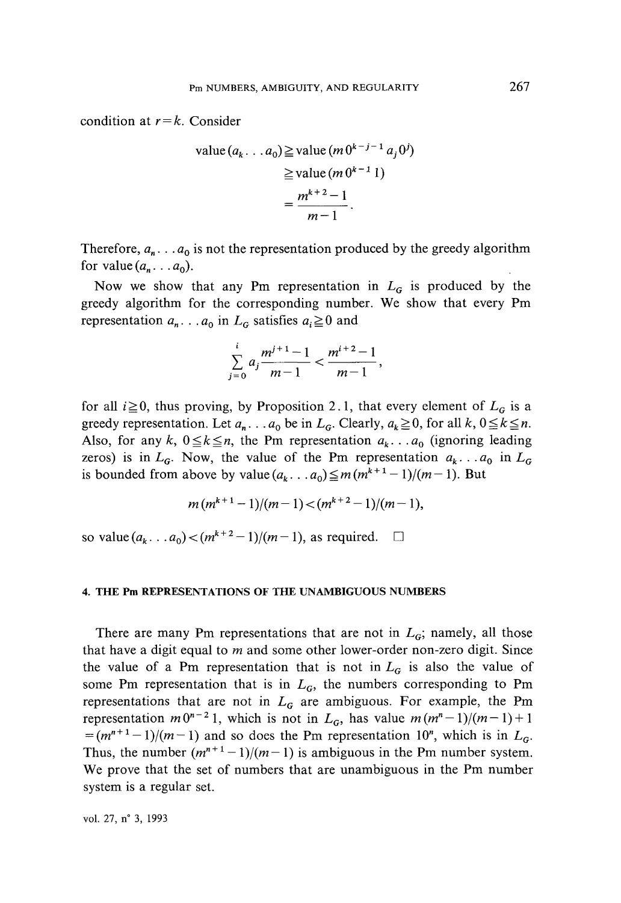condition at $r=k$. Consider

$$\begin{aligned}
\text{value}(a_k \ldots a_0) &\geqq \text{value}(m\, 0^{k-j-1}\, a_j\, 0^j) \\
&\geqq \text{value}(m\, 0^{k-1}\, 1) \\
&= \frac{m^{k+2}-1}{m-1}.
\end{aligned}$$

Therefore, $a_n \ldots a_0$ is not the representation produced by the greedy algorithm for value$(a_n \ldots a_0)$.

Now we show that any Pm representation in $L_G$ is produced by the greedy algorithm for the corresponding number. We show that every Pm representation $a_n \ldots a_0$ in $L_G$ satisfies $a_i \geqq 0$ and

$$\sum_{j=0}^{i} a_j \frac{m^{j+1}-1}{m-1} < \frac{m^{i+2}-1}{m-1},$$

for all $i \geqq 0$, thus proving, by Proposition 2.1, that every element of $L_G$ is a greedy representation. Let $a_n \ldots a_0$ be in $L_G$. Clearly, $a_k \geqq 0$, for all $k$, $0 \leqq k \leqq n$. Also, for any $k$, $0 \leqq k \leqq n$, the Pm representation $a_k \ldots a_0$ (ignoring leading zeros) is in $L_G$. Now, the value of the Pm representation $a_k \ldots a_0$ in $L_G$ is bounded from above by value$(a_k \ldots a_0) \leqq m(m^{k+1}-1)/(m-1)$. But

$$m(m^{k+1}-1)/(m-1) < (m^{k+2}-1)/(m-1),$$

so value$(a_k \ldots a_0) < (m^{k+2}-1)/(m-1)$, as required. □

## 4. THE Pm REPRESENTATIONS OF THE UNAMBIGUOUS NUMBERS

There are many Pm representations that are not in $L_G$; namely, all those that have a digit equal to $m$ and some other lower-order non-zero digit. Since the value of a Pm representation that is not in $L_G$ is also the value of some Pm representation that is in $L_G$, the numbers corresponding to Pm representations that are not in $L_G$ are ambiguous. For example, the Pm representation $m\,0^{n-2}\,1$, which is not in $L_G$, has value $m(m^n-1)/(m-1)+1 = (m^{n+1}-1)/(m-1)$ and so does the Pm representation $10^n$, which is in $L_G$. Thus, the number $(m^{n+1}-1)/(m-1)$ is ambiguous in the Pm number system. We prove that the set of numbers that are unambiguous in the Pm number system is a regular set.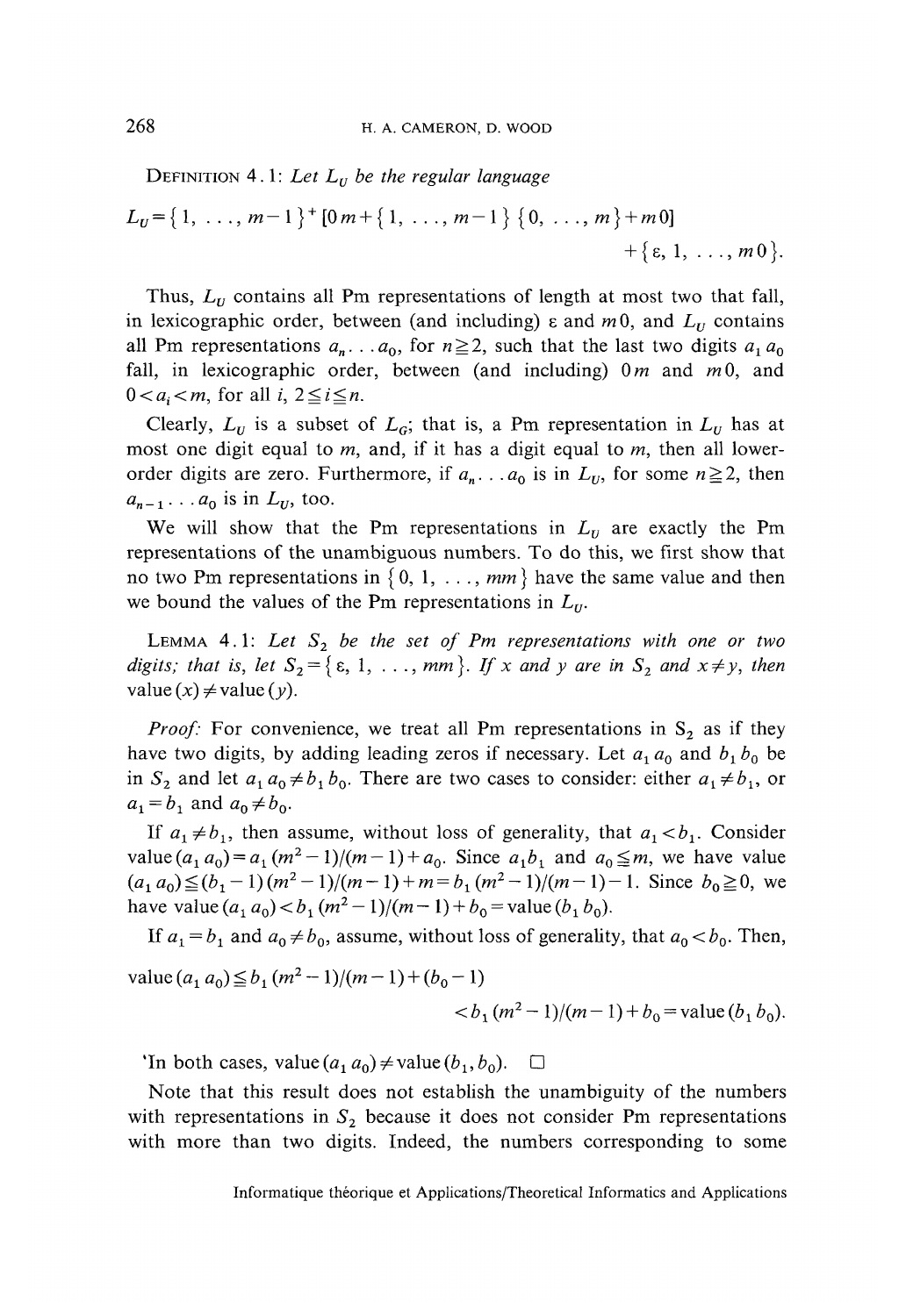DEFINITION 4.1: *Let $L_U$ be the regular language*

$$L_U = \{1, \ldots, m-1\}^+ [0m + \{1, \ldots, m-1\} \{0, \ldots, m\} + m0] + \{\varepsilon, 1, \ldots, m0\}.$$

Thus, $L_U$ contains all Pm representations of length at most two that fall, in lexicographic order, between (and including) $\varepsilon$ and $m0$, and $L_U$ contains all Pm representations $a_n \ldots a_0$, for $n \geqq 2$, such that the last two digits $a_1 a_0$ fall, in lexicographic order, between (and including) $0m$ and $m0$, and $0 < a_i < m$, for all $i$, $2 \leqq i \leqq n$.

Clearly, $L_U$ is a subset of $L_G$; that is, a Pm representation in $L_U$ has at most one digit equal to $m$, and, if it has a digit equal to $m$, then all lower-order digits are zero. Furthermore, if $a_n \ldots a_0$ is in $L_U$, for some $n \geqq 2$, then $a_{n-1} \ldots a_0$ is in $L_U$, too.

We will show that the Pm representations in $L_U$ are exactly the Pm representations of the unambiguous numbers. To do this, we first show that no two Pm representations in $\{0, 1, \ldots, mm\}$ have the same value and then we bound the values of the Pm representations in $L_U$.

LEMMA 4.1: *Let $S_2$ be the set of Pm representations with one or two digits; that is, let $S_2 = \{\varepsilon, 1, \ldots, mm\}$. If $x$ and $y$ are in $S_2$ and $x \neq y$, then* value$(x) \neq$ value$(y)$.

*Proof:* For convenience, we treat all Pm representations in $S_2$ as if they have two digits, by adding leading zeros if necessary. Let $a_1 a_0$ and $b_1 b_0$ be in $S_2$ and let $a_1 a_0 \neq b_1 b_0$. There are two cases to consider: either $a_1 \neq b_1$, or $a_1 = b_1$ and $a_0 \neq b_0$.

If $a_1 \neq b_1$, then assume, without loss of generality, that $a_1 < b_1$. Consider value$(a_1 a_0) = a_1 (m^2 - 1)/(m-1) + a_0$. Since $a_1 b_1$ and $a_0 \leqq m$, we have value $(a_1 a_0) \leqq (b_1 - 1)(m^2 - 1)/(m-1) + m = b_1 (m^2 - 1)/(m-1) - 1$. Since $b_0 \geqq 0$, we have value$(a_1 a_0) < b_1 (m^2 - 1)/(m-1) + b_0 =$ value$(b_1 b_0)$.

If $a_1 = b_1$ and $a_0 \neq b_0$, assume, without loss of generality, that $a_0 < b_0$. Then,

$$\text{value}(a_1 a_0) \leqq b_1 (m^2 - 1)/(m-1) + (b_0 - 1) < b_1 (m^2 - 1)/(m-1) + b_0 = \text{value}(b_1 b_0).$$

'In both cases, value$(a_1 a_0) \neq$ value$(b_1, b_0)$. $\square$

Note that this result does not establish the unambiguity of the numbers with representations in $S_2$ because it does not consider Pm representations with more than two digits. Indeed, the numbers corresponding to some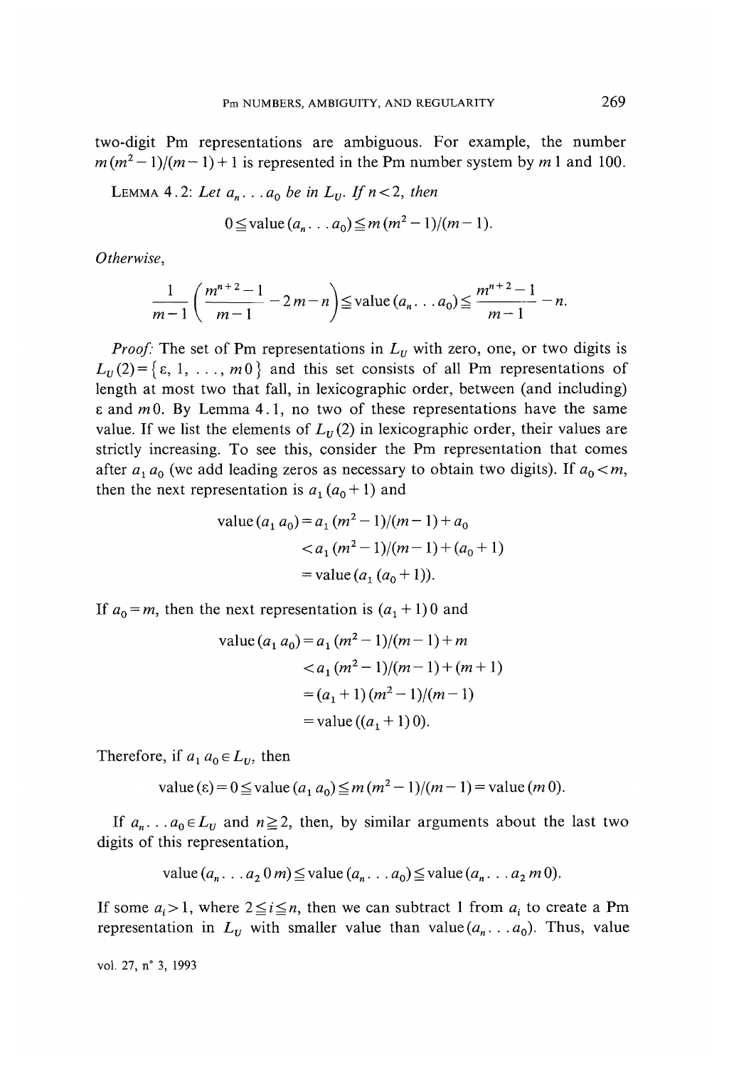two-digit Pm representations are ambiguous. For example, the number $m(m^2-1)/(m-1)+1$ is represented in the Pm number system by $m\,1$ and $100$.

LEMMA 4.2: *Let $a_n \ldots a_0$ be in $L_U$. If $n<2$, then*

$$0 \leq \text{value}(a_n \ldots a_0) \leq m(m^2-1)/(m-1).$$

*Otherwise,*

$$\frac{1}{m-1}\left(\frac{m^{n+2}-1}{m-1}-2m-n\right) \leq \text{value}(a_n \ldots a_0) \leq \frac{m^{n+2}-1}{m-1}-n.$$

*Proof:* The set of Pm representations in $L_U$ with zero, one, or two digits is $L_U(2)=\{\varepsilon, 1, \ldots, m0\}$ and this set consists of all Pm representations of length at most two that fall, in lexicographic order, between (and including) $\varepsilon$ and $m0$. By Lemma 4.1, no two of these representations have the same value. If we list the elements of $L_U(2)$ in lexicographic order, their values are strictly increasing. To see this, consider the Pm representation that comes after $a_1 a_0$ (we add leading zeros as necessary to obtain two digits). If $a_0<m$, then the next representation is $a_1(a_0+1)$ and

$$\begin{aligned}\text{value}(a_1 a_0) &= a_1(m^2-1)/(m-1)+a_0\\ &< a_1(m^2-1)/(m-1)+(a_0+1)\\ &= \text{value}(a_1(a_0+1)).\end{aligned}$$

If $a_0=m$, then the next representation is $(a_1+1)0$ and

$$\begin{aligned}\text{value}(a_1 a_0) &= a_1(m^2-1)/(m-1)+m\\ &< a_1(m^2-1)/(m-1)+(m+1)\\ &= (a_1+1)(m^2-1)/(m-1)\\ &= \text{value}((a_1+1)0).\end{aligned}$$

Therefore, if $a_1 a_0 \in L_U$, then

$$\text{value}(\varepsilon)=0 \leq \text{value}(a_1 a_0) \leq m(m^2-1)/(m-1)=\text{value}(m0).$$

If $a_n \ldots a_0 \in L_U$ and $n \geq 2$, then, by similar arguments about the last two digits of this representation,

$$\text{value}(a_n \ldots a_2 0 m) \leq \text{value}(a_n \ldots a_0) \leq \text{value}(a_n \ldots a_2 m 0).$$

If some $a_i>1$, where $2 \leq i \leq n$, then we can subtract 1 from $a_i$ to create a Pm representation in $L_U$ with smaller value than $\text{value}(a_n \ldots a_0)$. Thus, value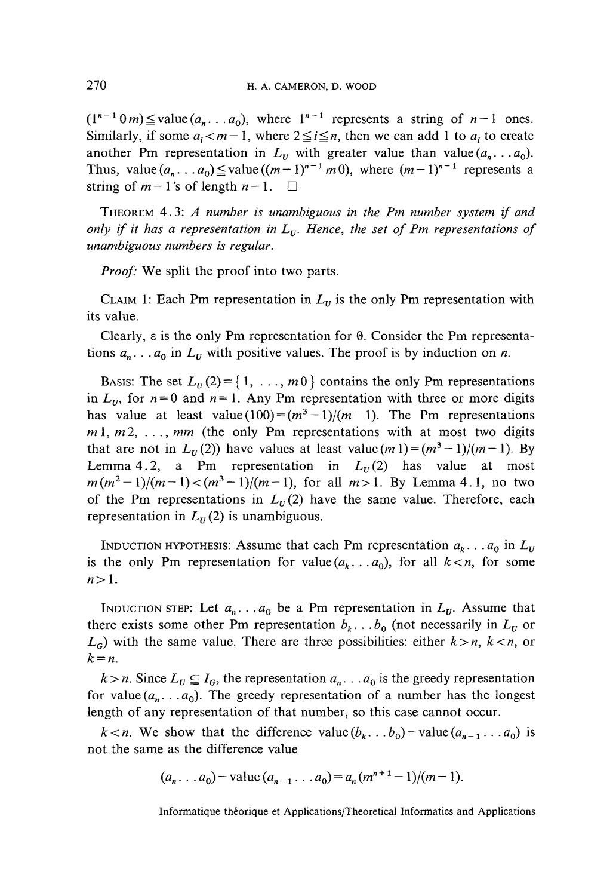$(1^{n-1}0m) \leq \text{value}(a_n \ldots a_0)$, where $1^{n-1}$ represents a string of $n-1$ ones. Similarly, if some $a_i < m-1$, where $2 \leq i \leq n$, then we can add 1 to $a_i$ to create another Pm representation in $L_U$ with greater value than $\text{value}(a_n \ldots a_0)$. Thus, $\text{value}(a_n \ldots a_0) \leq \text{value}((m-1)^{n-1}m0)$, where $(m-1)^{n-1}$ represents a string of $m-1$'s of length $n-1$. □

THEOREM 4.3: *A number is unambiguous in the Pm number system if and only if it has a representation in $L_U$. Hence, the set of Pm representations of unambiguous numbers is regular.*

*Proof:* We split the proof into two parts.

CLAIM 1: Each Pm representation in $L_U$ is the only Pm representation with its value.

Clearly, $\varepsilon$ is the only Pm representation for 0. Consider the Pm representations $a_n \ldots a_0$ in $L_U$ with positive values. The proof is by induction on $n$.

BASIS: The set $L_U(2) = \{1, \ldots, m0\}$ contains the only Pm representations in $L_U$, for $n=0$ and $n=1$. Any Pm representation with three or more digits has value at least $\text{value}(100) = (m^3-1)/(m-1)$. The Pm representations $m1, m2, \ldots, mm$ (the only Pm representations with at most two digits that are not in $L_U(2)$) have values at least $\text{value}(m1) = (m^3-1)/(m-1)$. By Lemma 4.2, a Pm representation in $L_U(2)$ has value at most $m(m^2-1)/(m-1) < (m^3-1)/(m-1)$, for all $m > 1$. By Lemma 4.1, no two of the Pm representations in $L_U(2)$ have the same value. Therefore, each representation in $L_U(2)$ is unambiguous.

INDUCTION HYPOTHESIS: Assume that each Pm representation $a_k \ldots a_0$ in $L_U$ is the only Pm representation for $\text{value}(a_k \ldots a_0)$, for all $k < n$, for some $n > 1$.

INDUCTION STEP: Let $a_n \ldots a_0$ be a Pm representation in $L_U$. Assume that there exists some other Pm representation $b_k \ldots b_0$ (not necessarily in $L_U$ or $L_G$) with the same value. There are three possibilities: either $k > n$, $k < n$, or $k = n$.

$k > n$. Since $L_U \subseteq L_G$, the representation $a_n \ldots a_0$ is the greedy representation for $\text{value}(a_n \ldots a_0)$. The greedy representation of a number has the longest length of any representation of that number, so this case cannot occur.

$k < n$. We show that the difference $\text{value}(b_k \ldots b_0) - \text{value}(a_{n-1} \ldots a_0)$ is not the same as the difference value

$$(a_n \ldots a_0) - \text{value}(a_{n-1} \ldots a_0) = a_n(m^{n+1}-1)/(m-1).$$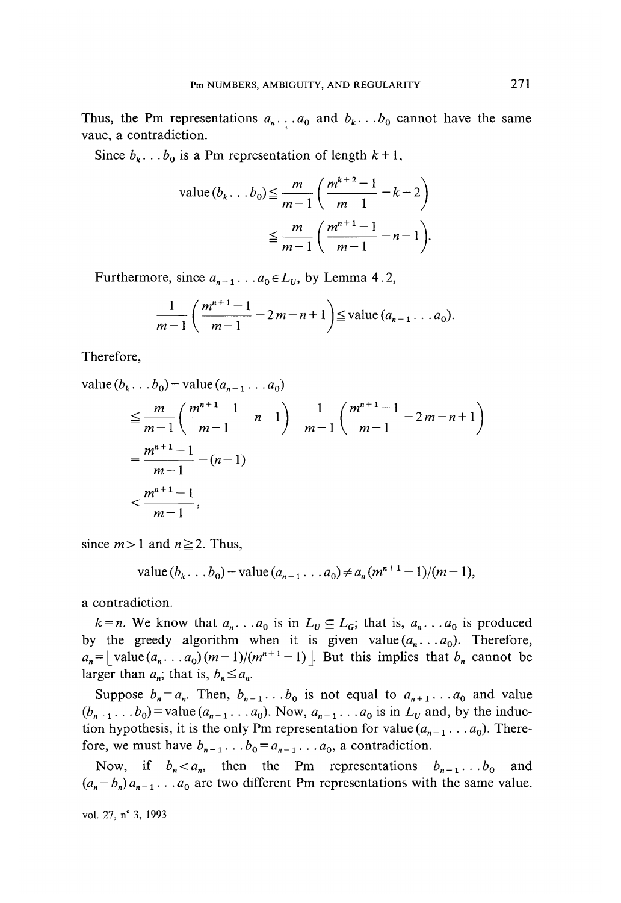Thus, the Pm representations $a_n \ldots a_0$ and $b_k \ldots b_0$ cannot have the same vaue, a contradiction.

Since $b_k \ldots b_0$ is a Pm representation of length $k+1$,

$$\begin{aligned}\text{value}(b_k \ldots b_0) &\leqq \frac{m}{m-1}\left(\frac{m^{k+2}-1}{m-1}-k-2\right)\\ &\leqq \frac{m}{m-1}\left(\frac{m^{n+1}-1}{m-1}-n-1\right).\end{aligned}$$

Furthermore, since $a_{n-1} \ldots a_0 \in L_U$, by Lemma 4.2,

$$\frac{1}{m-1}\left(\frac{m^{n+1}-1}{m-1}-2m-n+1\right) \leqq \text{value}(a_{n-1} \ldots a_0).$$

Therefore,

$$\begin{aligned}&\text{value}(b_k \ldots b_0) - \text{value}(a_{n-1} \ldots a_0)\\ &\quad\leqq \frac{m}{m-1}\left(\frac{m^{n+1}-1}{m-1}-n-1\right) - \frac{1}{m-1}\left(\frac{m^{n+1}-1}{m-1}-2m-n+1\right)\\ &\quad= \frac{m^{n+1}-1}{m-1}-(n-1)\\ &\quad< \frac{m^{n+1}-1}{m-1},\end{aligned}$$

since $m > 1$ and $n \geqq 2$. Thus,

$$\text{value}(b_k \ldots b_0) - \text{value}(a_{n-1} \ldots a_0) \neq a_n (m^{n+1}-1)/(m-1),$$

a contradiction.

$k = n$. We know that $a_n \ldots a_0$ is in $L_U \subseteq L_G$; that is, $a_n \ldots a_0$ is produced by the greedy algorithm when it is given $\text{value}(a_n \ldots a_0)$. Therefore, $a_n = \lfloor \text{value}(a_n \ldots a_0)(m-1)/(m^{n+1}-1) \rfloor$. But this implies that $b_n$ cannot be larger than $a_n$; that is, $b_n \leqq a_n$.

Suppose $b_n = a_n$. Then, $b_{n-1} \ldots b_0$ is not equal to $a_{n+1} \ldots a_0$ and value $(b_{n-1} \ldots b_0) = \text{value}(a_{n-1} \ldots a_0)$. Now, $a_{n-1} \ldots a_0$ is in $L_U$ and, by the induction hypothesis, it is the only Pm representation for $\text{value}(a_{n-1} \ldots a_0)$. Therefore, we must have $b_{n-1} \ldots b_0 = a_{n-1} \ldots a_0$, a contradiction.

Now, if $b_n < a_n$, then the Pm representations $b_{n-1} \ldots b_0$ and $(a_n - b_n) a_{n-1} \ldots a_0$ are two different Pm representations with the same value.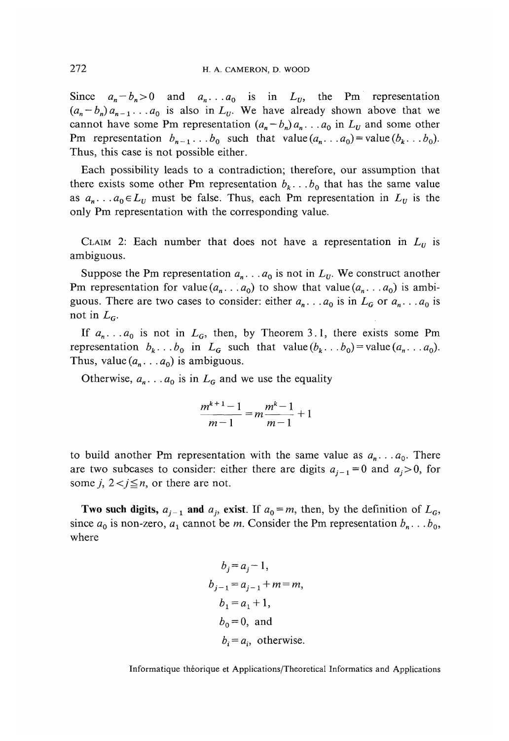Since $a_n - b_n > 0$ and $a_n \ldots a_0$ is in $L_U$, the Pm representation $(a_n - b_n) a_{n-1} \ldots a_0$ is also in $L_U$. We have already shown above that we cannot have some Pm representation $(a_n - b_n) a_n \ldots a_0$ in $L_U$ and some other Pm representation $b_{n-1} \ldots b_0$ such that $\text{value}(a_n \ldots a_0) = \text{value}(b_k \ldots b_0)$. Thus, this case is not possible either.

Each possibility leads to a contradiction; therefore, our assumption that there exists some other Pm representation $b_k \ldots b_0$ that has the same value as $a_n \ldots a_0 \in L_U$ must be false. Thus, each Pm representation in $L_U$ is the only Pm representation with the corresponding value.

CLAIM 2: Each number that does not have a representation in $L_U$ is ambiguous.

Suppose the Pm representation $a_n \ldots a_0$ is not in $L_U$. We construct another Pm representation for $\text{value}(a_n \ldots a_0)$ to show that $\text{value}(a_n \ldots a_0)$ is ambiguous. There are two cases to consider: either $a_n \ldots a_0$ is in $L_G$ or $a_n \ldots a_0$ is not in $L_G$.

If $a_n \ldots a_0$ is not in $L_G$, then, by Theorem 3.1, there exists some Pm representation $b_k \ldots b_0$ in $L_G$ such that $\text{value}(b_k \ldots b_0) = \text{value}(a_n \ldots a_0)$. Thus, $\text{value}(a_n \ldots a_0)$ is ambiguous.

Otherwise, $a_n \ldots a_0$ is in $L_G$ and we use the equality

$$\frac{m^{k+1} - 1}{m - 1} = m \frac{m^k - 1}{m - 1} + 1$$

to build another Pm representation with the same value as $a_n \ldots a_0$. There are two subcases to consider: either there are digits $a_{j-1} = 0$ and $a_j > 0$, for some $j$, $2 < j \leqq n$, or there are not.

**Two such digits, $a_{j-1}$ and $a_j$, exist.** If $a_0 = m$, then, by the definition of $L_G$, since $a_0$ is non-zero, $a_1$ cannot be $m$. Consider the Pm representation $b_n \ldots b_0$, where

$$\begin{aligned}
b_j &= a_j - 1, \\
b_{j-1} &= a_{j-1} + m = m, \\
b_1 &= a_1 + 1, \\
b_0 &= 0, \text{ and} \\
b_i &= a_i, \text{ otherwise.}
\end{aligned}$$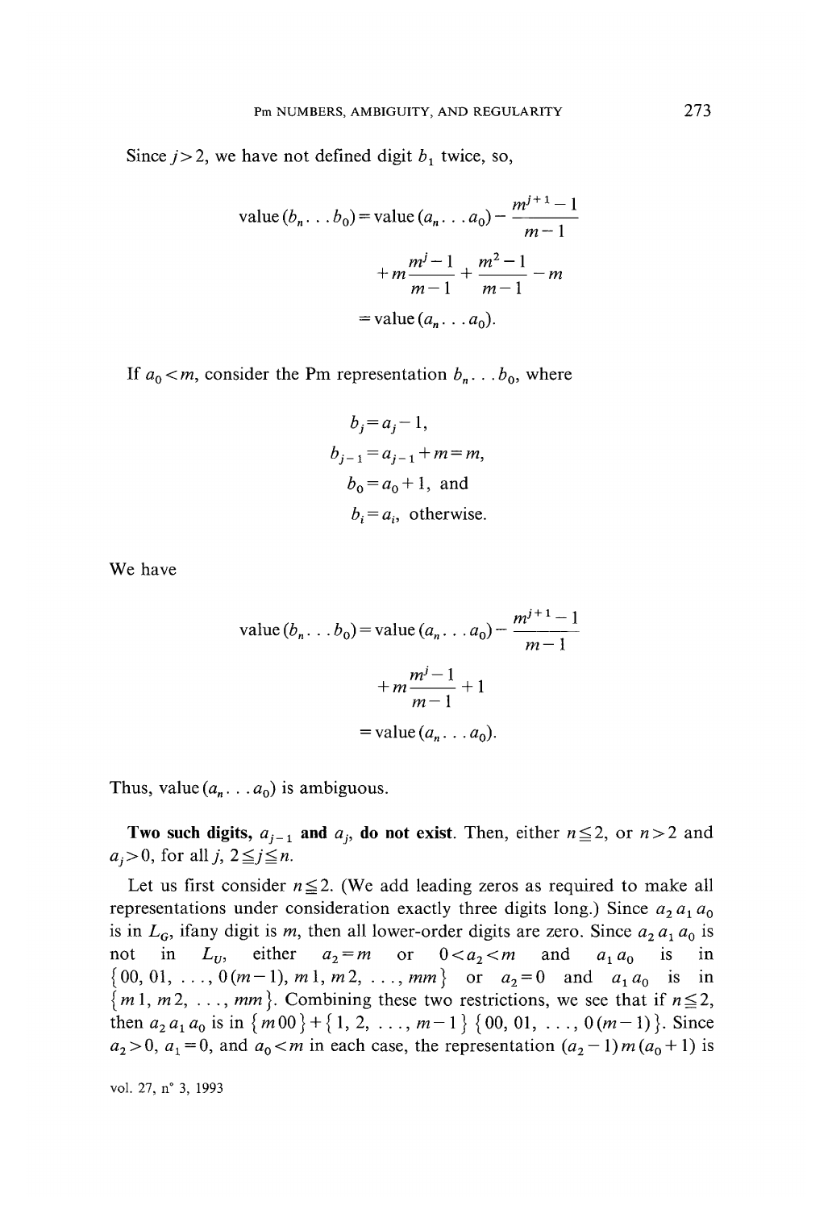Since $j > 2$, we have not defined digit $b_1$ twice, so,

$$\begin{aligned}\text{value}(b_n \ldots b_0) &= \text{value}(a_n \ldots a_0) - \frac{m^{j+1}-1}{m-1} \\ &\quad + m\frac{m^j - 1}{m-1} + \frac{m^2-1}{m-1} - m \\ &= \text{value}(a_n \ldots a_0).\end{aligned}$$

If $a_0 < m$, consider the Pm representation $b_n \ldots b_0$, where

$$\begin{aligned} b_j &= a_j - 1, \\ b_{j-1} &= a_{j-1} + m = m, \\ b_0 &= a_0 + 1, \text{ and} \\ b_i &= a_i, \text{ otherwise.}\end{aligned}$$

We have

$$\begin{aligned}\text{value}(b_n \ldots b_0) &= \text{value}(a_n \ldots a_0) - \frac{m^{j+1}-1}{m-1} \\ &\quad + m\frac{m^j - 1}{m-1} + 1 \\ &= \text{value}(a_n \ldots a_0).\end{aligned}$$

Thus, $\text{value}(a_n \ldots a_0)$ is ambiguous.

**Two such digits, $a_{j-1}$ and $a_j$, do not exist**. Then, either $n \leqq 2$, or $n > 2$ and $a_j > 0$, for all $j$, $2 \leqq j \leqq n$.

Let us first consider $n \leqq 2$. (We add leading zeros as required to make all representations under consideration exactly three digits long.) Since $a_2 a_1 a_0$ is in $L_G$, if any digit is $m$, then all lower-order digits are zero. Since $a_2 a_1 a_0$ is not in $L_U$, either $a_2 = m$ or $0 < a_2 < m$ and $a_1 a_0$ is in $\{00, 01, \ldots, 0(m-1), m1, m2, \ldots, mm\}$ or $a_2 = 0$ and $a_1 a_0$ is in $\{m1, m2, \ldots, mm\}$. Combining these two restrictions, we see that if $n \leqq 2$, then $a_2 a_1 a_0$ is in $\{m00\} + \{1, 2, \ldots, m-1\}\{00, 01, \ldots, 0(m-1)\}$. Since $a_2 > 0$, $a_1 = 0$, and $a_0 < m$ in each case, the representation $(a_2 - 1) m (a_0 + 1)$ is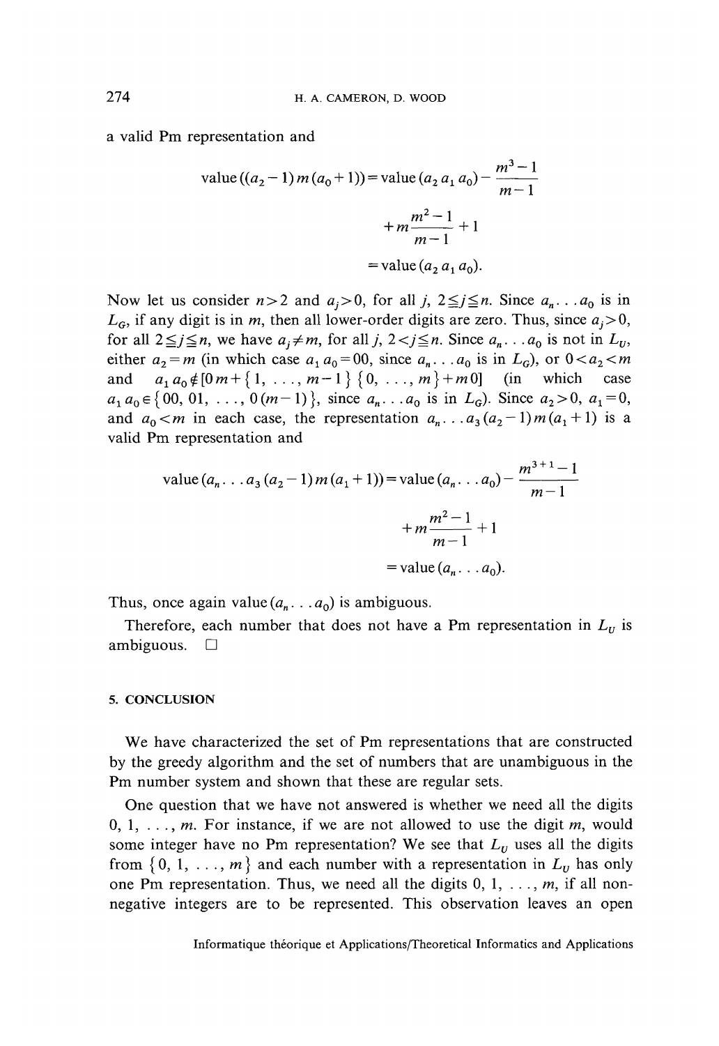a valid Pm representation and

$$\text{value}((a_2-1)\,m\,(a_0+1)) = \text{value}(a_2\,a_1\,a_0) - \frac{m^3-1}{m-1} + m\frac{m^2-1}{m-1} + 1 = \text{value}(a_2\,a_1\,a_0).$$

Now let us consider $n>2$ and $a_j>0$, for all $j$, $2 \leqq j \leqq n$. Since $a_n \ldots a_0$ is in $L_G$, if any digit is in $m$, then all lower-order digits are zero. Thus, since $a_j>0$, for all $2 \leqq j \leqq n$, we have $a_j \neq m$, for all $j$, $2<j \leqq n$. Since $a_n \ldots a_0$ is not in $L_U$, either $a_2=m$ (in which case $a_1\,a_0=00$, since $a_n \ldots a_0$ is in $L_G$), or $0<a_2<m$ and $a_1\,a_0 \notin [0\,m+\{1, \ldots, m-1\}\,\{0, \ldots, m\}+m\,0]$ (in which case $a_1\,a_0 \in \{00, 01, \ldots, 0\,(m-1)\}$, since $a_n \ldots a_0$ is in $L_G$). Since $a_2>0$, $a_1=0$, and $a_0<m$ in each case, the representation $a_n \ldots a_3\,(a_2-1)\,m\,(a_1+1)$ is a valid Pm representation and

$$\text{value}(a_n \ldots a_3\,(a_2-1)\,m\,(a_1+1)) = \text{value}(a_n \ldots a_0) - \frac{m^{3+1}-1}{m-1} + m\frac{m^2-1}{m-1} + 1 = \text{value}(a_n \ldots a_0).$$

Thus, once again value$(a_n \ldots a_0)$ is ambiguous.

Therefore, each number that does not have a Pm representation in $L_U$ is ambiguous. $\square$

## 5. CONCLUSION

We have characterized the set of Pm representations that are constructed by the greedy algorithm and the set of numbers that are unambiguous in the Pm number system and shown that these are regular sets.

One question that we have not answered is whether we need all the digits $0, 1, \ldots, m$. For instance, if we are not allowed to use the digit $m$, would some integer have no Pm representation? We see that $L_U$ uses all the digits from $\{0, 1, \ldots, m\}$ and each number with a representation in $L_U$ has only one Pm representation. Thus, we need all the digits $0, 1, \ldots, m$, if all non-negative integers are to be represented. This observation leaves an open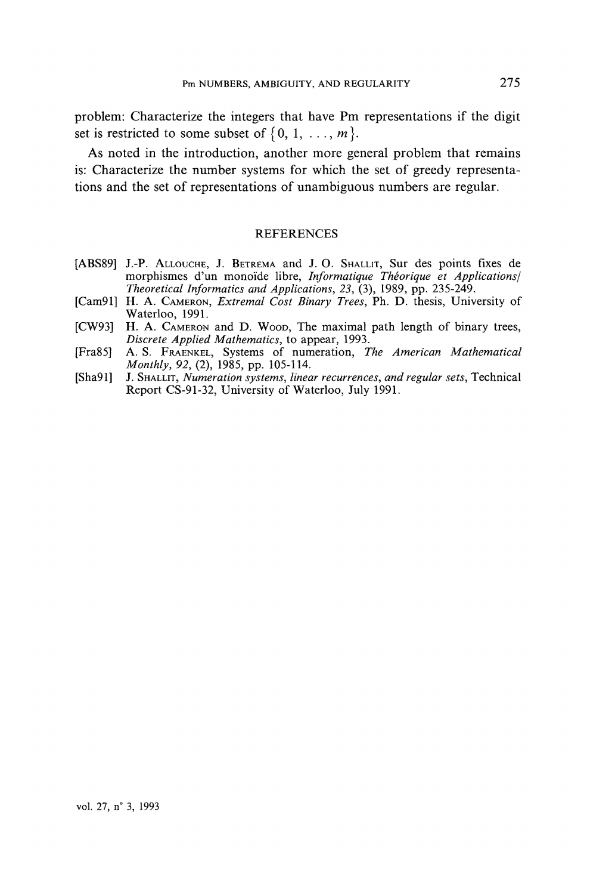problem: Characterize the integers that have Pm representations if the digit set is restricted to some subset of $\{0, 1, \ldots, m\}$.

As noted in the introduction, another more general problem that remains is: Characterize the number systems for which the set of greedy representations and the set of representations of unambiguous numbers are regular.

## REFERENCES

[ABS89] J.-P. Allouche, J. Betrema and J. O. Shallit, Sur des points fixes de morphismes d'un monoïde libre, *Informatique Théorique et Applications/ Theoretical Informatics and Applications*, *23*, (3), 1989, pp. 235-249.

[Cam91] H. A. Cameron, *Extremal Cost Binary Trees*, Ph. D. thesis, University of Waterloo, 1991.

[CW93] H. A. Cameron and D. Wood, The maximal path length of binary trees, *Discrete Applied Mathematics*, to appear, 1993.

[Fra85] A. S. Fraenkel, Systems of numeration, *The American Mathematical Monthly*, *92*, (2), 1985, pp. 105-114.

[Sha91] J. Shallit, *Numeration systems, linear recurrences, and regular sets*, Technical Report CS-91-32, University of Waterloo, July 1991.